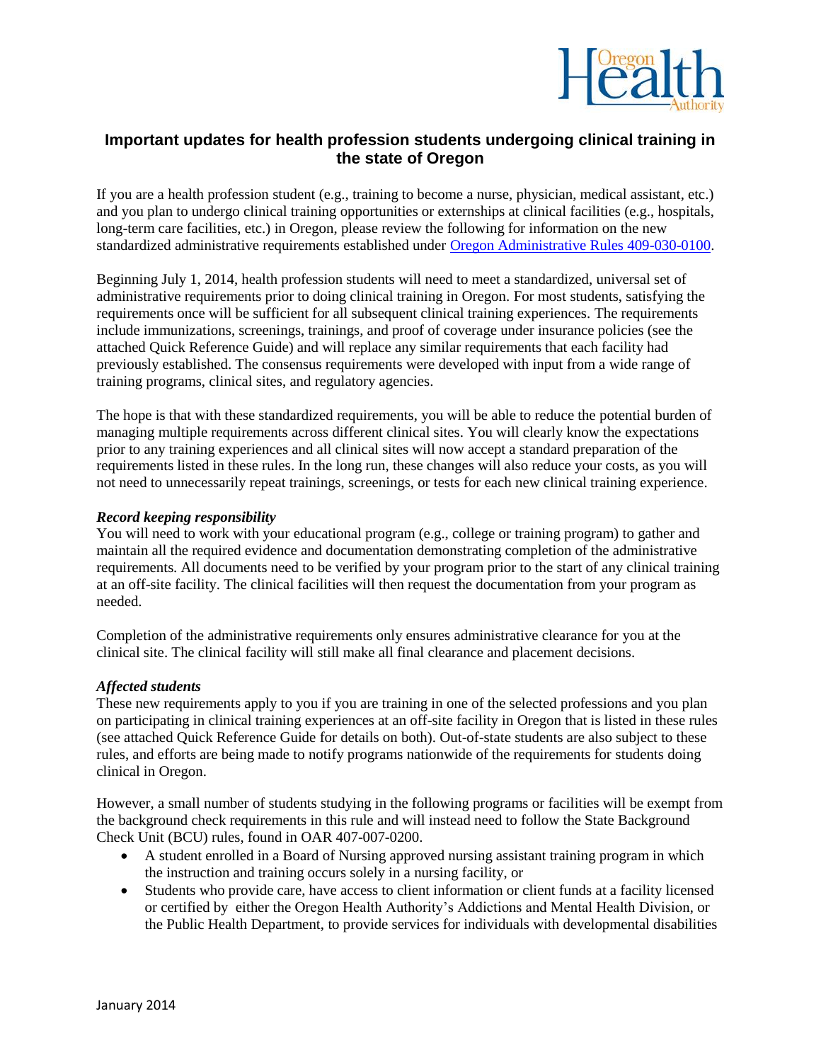## Important updates for health profession students undergoing clinical training in the state of Oregon

If you are a health profession student (e.g., training to become a nurse, physician, medical assistant, etc.) and you plan to undergo clinical training opportunities or externships at clinical facilities (e.g., hospitals, long-term care facilities, etc.) in Oregon, please review the following for information on the new standardized administrative requirements established under [Oregon Administrative Rules 409-030-0100](Oregon Administrative Rules 409-030-0100).

Beginning July 1, 2014, health profession students will need to meet a standardized, universal set of administrative requirements prior to doing clinical training in Oregon. For most students, satisfying the requirements once will be sufficient for all subsequent clinical training experiences. The requirements include immunizations, screenings, trainings, and proof of coverage under insurance policies (see the attached Quick Reference Guide) and will replace any similar requirements that each facility had previously established. The consensus requirements were developed with input from a wide range of training programs, clinical sites, and regulatory agencies.

The hope is that with these standardized requirements, you will be able to reduce the potential burden of managing multiple requirements across different clinical sites. You will clearly know the expectations prior to any training experiences and all clinical sites will now accept a standard preparation of the requirements listed in these rules. In the long run, these changes will also reduce your costs, as you will not need to unnecessarily repeat trainings, screenings, or tests for each new clinical training experience.

***Record keeping responsibility***

You will need to work with your educational program (e.g., college or training program) to gather and maintain all the required evidence and documentation demonstrating completion of the administrative requirements. All documents need to be verified by your program prior to the start of any clinical training at an off-site facility. The clinical facilities will then request the documentation from your program as needed.

Completion of the administrative requirements only ensures administrative clearance for you at the clinical site. The clinical facility will still make all final clearance and placement decisions.

***Affected students***

These new requirements apply to you if you are training in one of the selected professions and you plan on participating in clinical training experiences at an off-site facility in Oregon that is listed in these rules (see attached Quick Reference Guide for details on both). Out-of-state students are also subject to these rules, and efforts are being made to notify programs nationwide of the requirements for students doing clinical in Oregon.

However, a small number of students studying in the following programs or facilities will be exempt from the background check requirements in this rule and will instead need to follow the State Background Check Unit (BCU) rules, found in OAR 407-007-0200.

- A student enrolled in a Board of Nursing approved nursing assistant training program in which the instruction and training occurs solely in a nursing facility, or
- Students who provide care, have access to client information or client funds at a facility licensed or certified by either the Oregon Health Authority's Addictions and Mental Health Division, or the Public Health Department, to provide services for individuals with developmental disabilities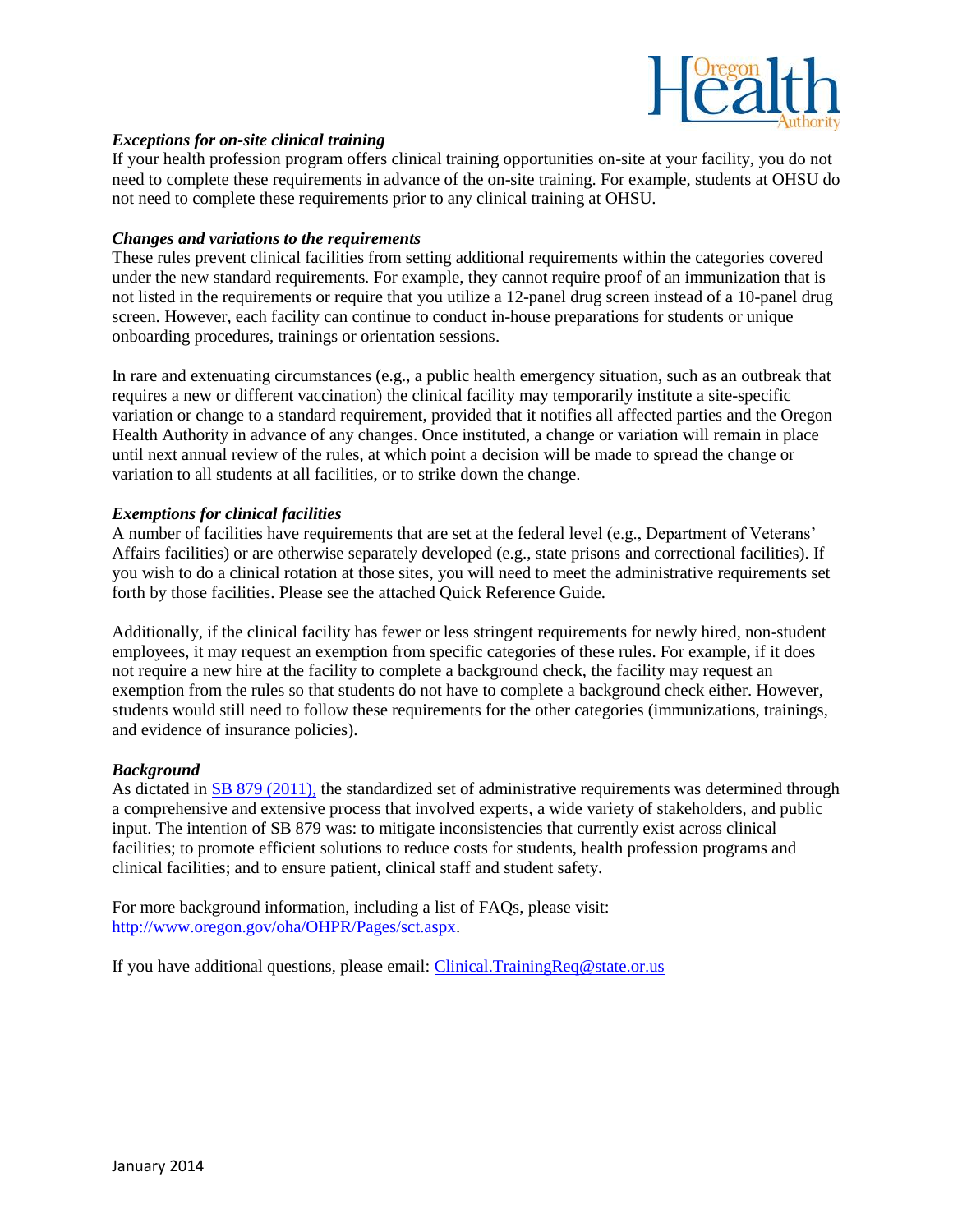***Exceptions for on-site clinical training***

If your health profession program offers clinical training opportunities on-site at your facility, you do not need to complete these requirements in advance of the on-site training. For example, students at OHSU do not need to complete these requirements prior to any clinical training at OHSU.

***Changes and variations to the requirements***

These rules prevent clinical facilities from setting additional requirements within the categories covered under the new standard requirements. For example, they cannot require proof of an immunization that is not listed in the requirements or require that you utilize a 12-panel drug screen instead of a 10-panel drug screen. However, each facility can continue to conduct in-house preparations for students or unique onboarding procedures, trainings or orientation sessions.

In rare and extenuating circumstances (e.g., a public health emergency situation, such as an outbreak that requires a new or different vaccination) the clinical facility may temporarily institute a site-specific variation or change to a standard requirement, provided that it notifies all affected parties and the Oregon Health Authority in advance of any changes. Once instituted, a change or variation will remain in place until next annual review of the rules, at which point a decision will be made to spread the change or variation to all students at all facilities, or to strike down the change.

***Exemptions for clinical facilities***

A number of facilities have requirements that are set at the federal level (e.g., Department of Veterans' Affairs facilities) or are otherwise separately developed (e.g., state prisons and correctional facilities). If you wish to do a clinical rotation at those sites, you will need to meet the administrative requirements set forth by those facilities. Please see the attached Quick Reference Guide.

Additionally, if the clinical facility has fewer or less stringent requirements for newly hired, non-student employees, it may request an exemption from specific categories of these rules. For example, if it does not require a new hire at the facility to complete a background check, the facility may request an exemption from the rules so that students do not have to complete a background check either. However, students would still need to follow these requirements for the other categories (immunizations, trainings, and evidence of insurance policies).

***Background***

As dictated in SB 879 (2011), the standardized set of administrative requirements was determined through a comprehensive and extensive process that involved experts, a wide variety of stakeholders, and public input. The intention of SB 879 was: to mitigate inconsistencies that currently exist across clinical facilities; to promote efficient solutions to reduce costs for students, health profession programs and clinical facilities; and to ensure patient, clinical staff and student safety.

For more background information, including a list of FAQs, please visit: http://www.oregon.gov/oha/OHPR/Pages/sct.aspx.

If you have additional questions, please email: Clinical.TrainingReq@state.or.us

January 2014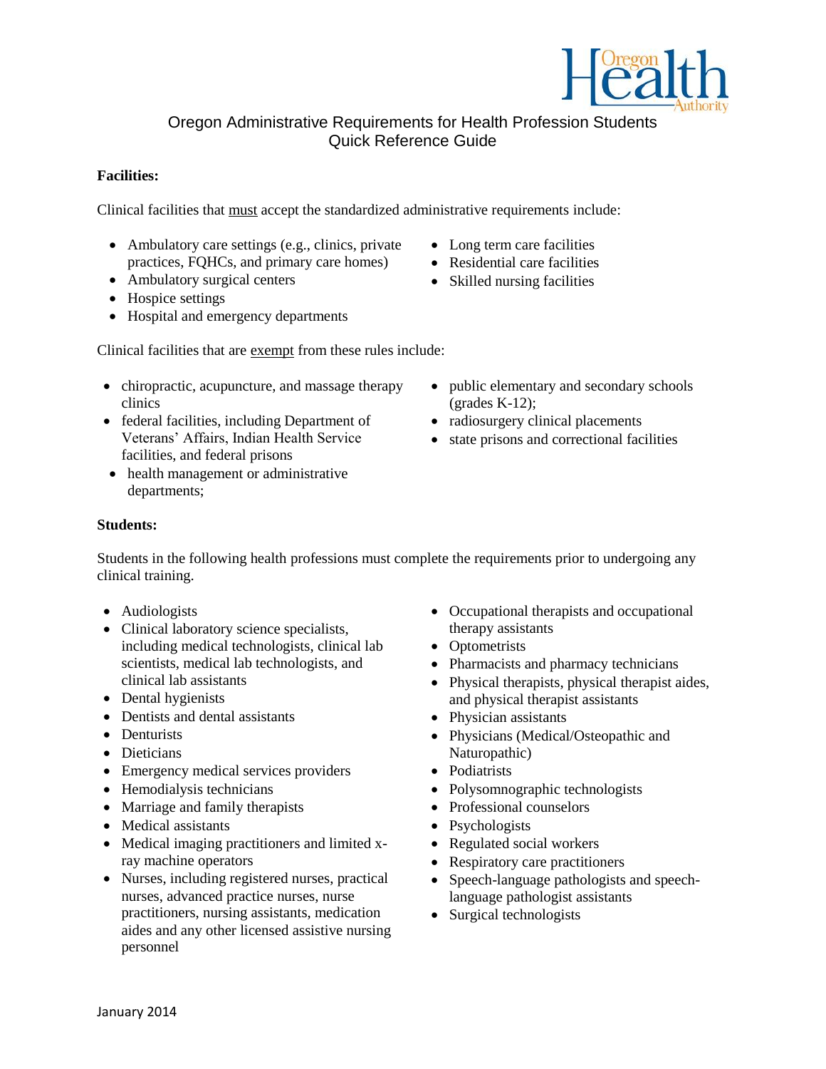# Oregon Administrative Requirements for Health Profession Students
## Quick Reference Guide

**Facilities:**

Clinical facilities that must accept the standardized administrative requirements include:

- Ambulatory care settings (e.g., clinics, private practices, FQHCs, and primary care homes)
- Ambulatory surgical centers
- Hospice settings
- Hospital and emergency departments
- Long term care facilities
- Residential care facilities
- Skilled nursing facilities

Clinical facilities that are exempt from these rules include:

- chiropractic, acupuncture, and massage therapy clinics
- federal facilities, including Department of Veterans' Affairs, Indian Health Service facilities, and federal prisons
- health management or administrative departments;
- public elementary and secondary schools (grades K-12);
- radiosurgery clinical placements
- state prisons and correctional facilities

**Students:**

Students in the following health professions must complete the requirements prior to undergoing any clinical training.

- Audiologists
- Clinical laboratory science specialists, including medical technologists, clinical lab scientists, medical lab technologists, and clinical lab assistants
- Dental hygienists
- Dentists and dental assistants
- Denturists
- Dieticians
- Emergency medical services providers
- Hemodialysis technicians
- Marriage and family therapists
- Medical assistants
- Medical imaging practitioners and limited x-ray machine operators
- Nurses, including registered nurses, practical nurses, advanced practice nurses, nurse practitioners, nursing assistants, medication aides and any other licensed assistive nursing personnel
- Occupational therapists and occupational therapy assistants
- Optometrists
- Pharmacists and pharmacy technicians
- Physical therapists, physical therapist aides, and physical therapist assistants
- Physician assistants
- Physicians (Medical/Osteopathic and Naturopathic)
- Podiatrists
- Polysomnographic technologists
- Professional counselors
- Psychologists
- Regulated social workers
- Respiratory care practitioners
- Speech-language pathologists and speech-language pathologist assistants
- Surgical technologists

January 2014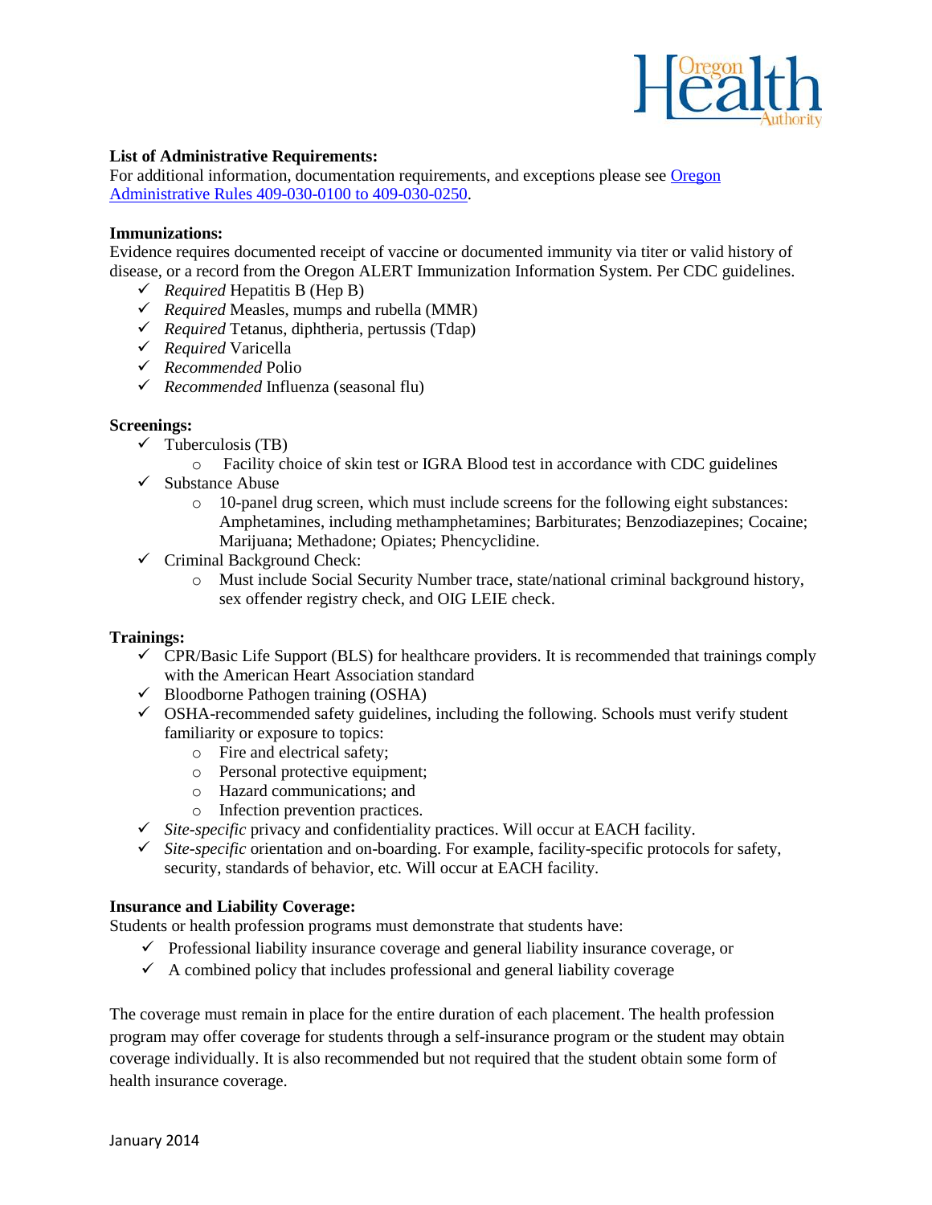**List of Administrative Requirements:**
For additional information, documentation requirements, and exceptions please see [Oregon Administrative Rules 409-030-0100 to 409-030-0250](#).

**Immunizations:**
Evidence requires documented receipt of vaccine or documented immunity via titer or valid history of disease, or a record from the Oregon ALERT Immunization Information System. Per CDC guidelines.

- ✓ *Required* Hepatitis B (Hep B)
- ✓ *Required* Measles, mumps and rubella (MMR)
- ✓ *Required* Tetanus, diphtheria, pertussis (Tdap)
- ✓ *Required* Varicella
- ✓ *Recommended* Polio
- ✓ *Recommended* Influenza (seasonal flu)

**Screenings:**

- ✓ Tuberculosis (TB)
  - Facility choice of skin test or IGRA Blood test in accordance with CDC guidelines
- ✓ Substance Abuse
  - 10-panel drug screen, which must include screens for the following eight substances: Amphetamines, including methamphetamines; Barbiturates; Benzodiazepines; Cocaine; Marijuana; Methadone; Opiates; Phencyclidine.
- ✓ Criminal Background Check:
  - Must include Social Security Number trace, state/national criminal background history, sex offender registry check, and OIG LEIE check.

**Trainings:**

- ✓ CPR/Basic Life Support (BLS) for healthcare providers. It is recommended that trainings comply with the American Heart Association standard
- ✓ Bloodborne Pathogen training (OSHA)
- ✓ OSHA-recommended safety guidelines, including the following. Schools must verify student familiarity or exposure to topics:
  - Fire and electrical safety;
  - Personal protective equipment;
  - Hazard communications; and
  - Infection prevention practices.
- ✓ *Site-specific* privacy and confidentiality practices. Will occur at EACH facility.
- ✓ *Site-specific* orientation and on-boarding. For example, facility-specific protocols for safety, security, standards of behavior, etc. Will occur at EACH facility.

**Insurance and Liability Coverage:**
Students or health profession programs must demonstrate that students have:

- ✓ Professional liability insurance coverage and general liability insurance coverage, or
- ✓ A combined policy that includes professional and general liability coverage

The coverage must remain in place for the entire duration of each placement. The health profession program may offer coverage for students through a self-insurance program or the student may obtain coverage individually. It is also recommended but not required that the student obtain some form of health insurance coverage.

January 2014